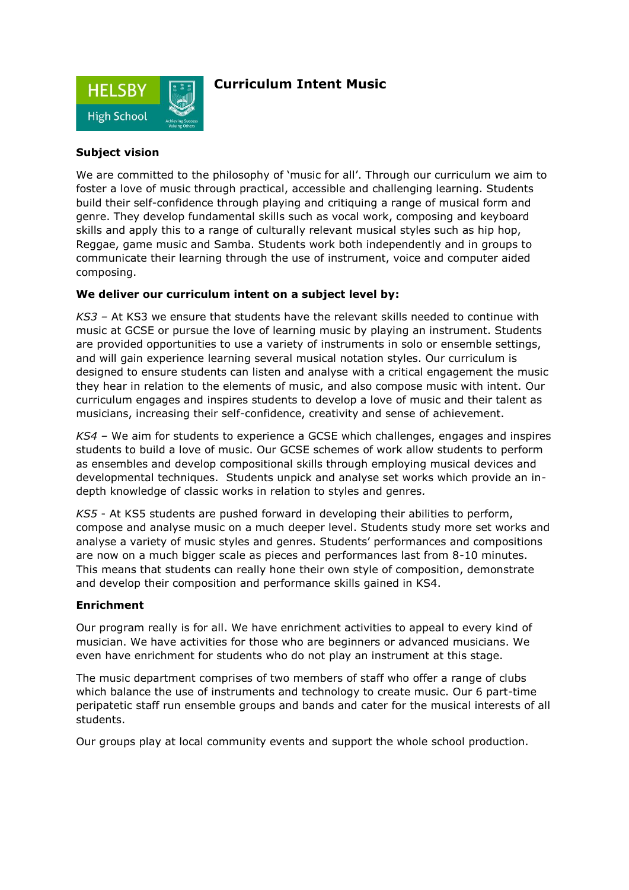# Curriculum Intent Music

## Subject vision

We are committed to the philosophy of 'music for all'. Through our curriculum we aim to foster a love of music through practical, accessible and challenging learning. Students build their self-confidence through playing and critiquing a range of musical form and genre. They develop fundamental skills such as vocal work, composing and keyboard skills and apply this to a range of culturally relevant musical styles such as hip hop, Reggae, game music and Samba. Students work both independently and in groups to communicate their learning through the use of instrument, voice and computer aided composing.

## We deliver our curriculum intent on a subject level by:

*KS3* – At KS3 we ensure that students have the relevant skills needed to continue with music at GCSE or pursue the love of learning music by playing an instrument. Students are provided opportunities to use a variety of instruments in solo or ensemble settings, and will gain experience learning several musical notation styles. Our curriculum is designed to ensure students can listen and analyse with a critical engagement the music they hear in relation to the elements of music, and also compose music with intent. Our curriculum engages and inspires students to develop a love of music and their talent as musicians, increasing their self-confidence, creativity and sense of achievement.

*KS4* – We aim for students to experience a GCSE which challenges, engages and inspires students to build a love of music. Our GCSE schemes of work allow students to perform as ensembles and develop compositional skills through employing musical devices and developmental techniques. Students unpick and analyse set works which provide an in-depth knowledge of classic works in relation to styles and genres.

*KS5* - At KS5 students are pushed forward in developing their abilities to perform, compose and analyse music on a much deeper level. Students study more set works and analyse a variety of music styles and genres. Students' performances and compositions are now on a much bigger scale as pieces and performances last from 8-10 minutes. This means that students can really hone their own style of composition, demonstrate and develop their composition and performance skills gained in KS4.

## Enrichment

Our program really is for all. We have enrichment activities to appeal to every kind of musician. We have activities for those who are beginners or advanced musicians. We even have enrichment for students who do not play an instrument at this stage.

The music department comprises of two members of staff who offer a range of clubs which balance the use of instruments and technology to create music. Our 6 part-time peripatetic staff run ensemble groups and bands and cater for the musical interests of all students.

Our groups play at local community events and support the whole school production.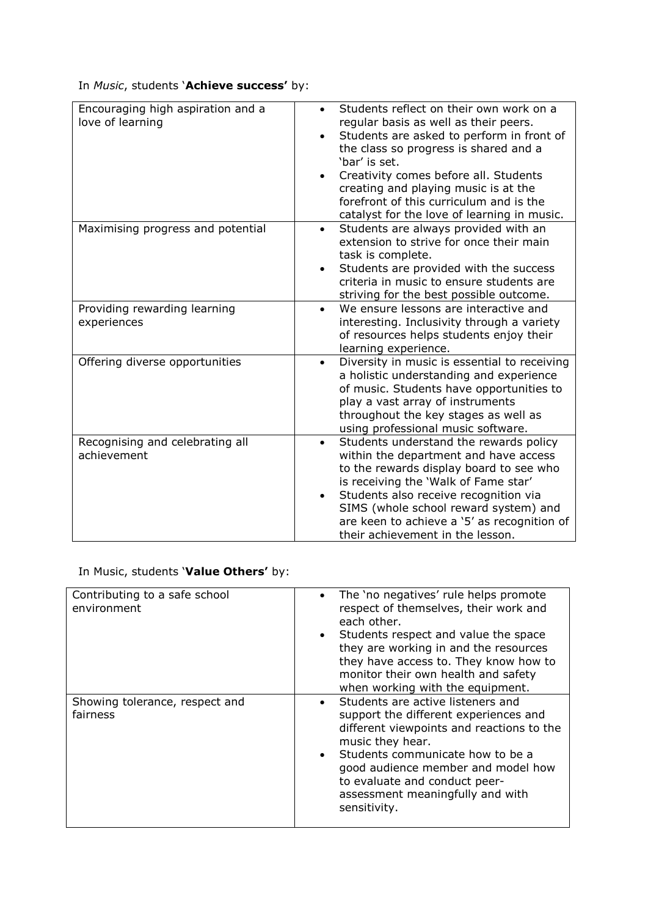In *Music*, students '**Achieve success'** by:

| | |
|---|---|
| Encouraging high aspiration and a love of learning | • Students reflect on their own work on a regular basis as well as their peers.<br>• Students are asked to perform in front of the class so progress is shared and a 'bar' is set.<br>• Creativity comes before all. Students creating and playing music is at the forefront of this curriculum and is the catalyst for the love of learning in music. |
| Maximising progress and potential | • Students are always provided with an extension to strive for once their main task is complete.<br>• Students are provided with the success criteria in music to ensure students are striving for the best possible outcome. |
| Providing rewarding learning experiences | • We ensure lessons are interactive and interesting. Inclusivity through a variety of resources helps students enjoy their learning experience. |
| Offering diverse opportunities | • Diversity in music is essential to receiving a holistic understanding and experience of music. Students have opportunities to play a vast array of instruments throughout the key stages as well as using professional music software. |
| Recognising and celebrating all achievement | • Students understand the rewards policy within the department and have access to the rewards display board to see who is receiving the 'Walk of Fame star'<br>• Students also receive recognition via SIMS (whole school reward system) and are keen to achieve a '5' as recognition of their achievement in the lesson. |

In Music, students '**Value Others'** by:

| | |
|---|---|
| Contributing to a safe school environment | • The 'no negatives' rule helps promote respect of themselves, their work and each other.<br>• Students respect and value the space they are working in and the resources they have access to. They know how to monitor their own health and safety when working with the equipment. |
| Showing tolerance, respect and fairness | • Students are active listeners and support the different experiences and different viewpoints and reactions to the music they hear.<br>• Students communicate how to be a good audience member and model how to evaluate and conduct peer-assessment meaningfully and with sensitivity. |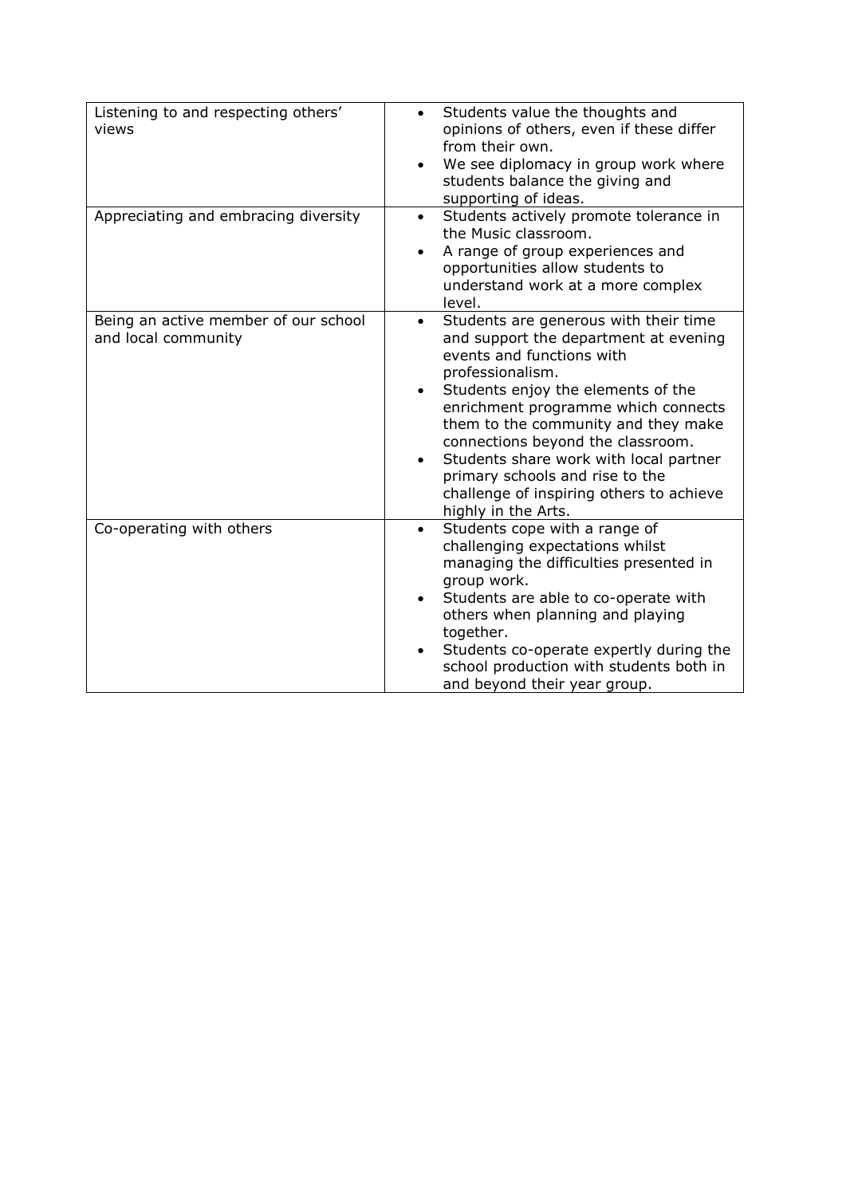| | |
|---|---|
| Listening to and respecting others' views | • Students value the thoughts and opinions of others, even if these differ from their own.<br>• We see diplomacy in group work where students balance the giving and supporting of ideas. |
| Appreciating and embracing diversity | • Students actively promote tolerance in the Music classroom.<br>• A range of group experiences and opportunities allow students to understand work at a more complex level. |
| Being an active member of our school and local community | • Students are generous with their time and support the department at evening events and functions with professionalism.<br>• Students enjoy the elements of the enrichment programme which connects them to the community and they make connections beyond the classroom.<br>• Students share work with local partner primary schools and rise to the challenge of inspiring others to achieve highly in the Arts. |
| Co-operating with others | • Students cope with a range of challenging expectations whilst managing the difficulties presented in group work.<br>• Students are able to co-operate with others when planning and playing together.<br>• Students co-operate expertly during the school production with students both in and beyond their year group. |